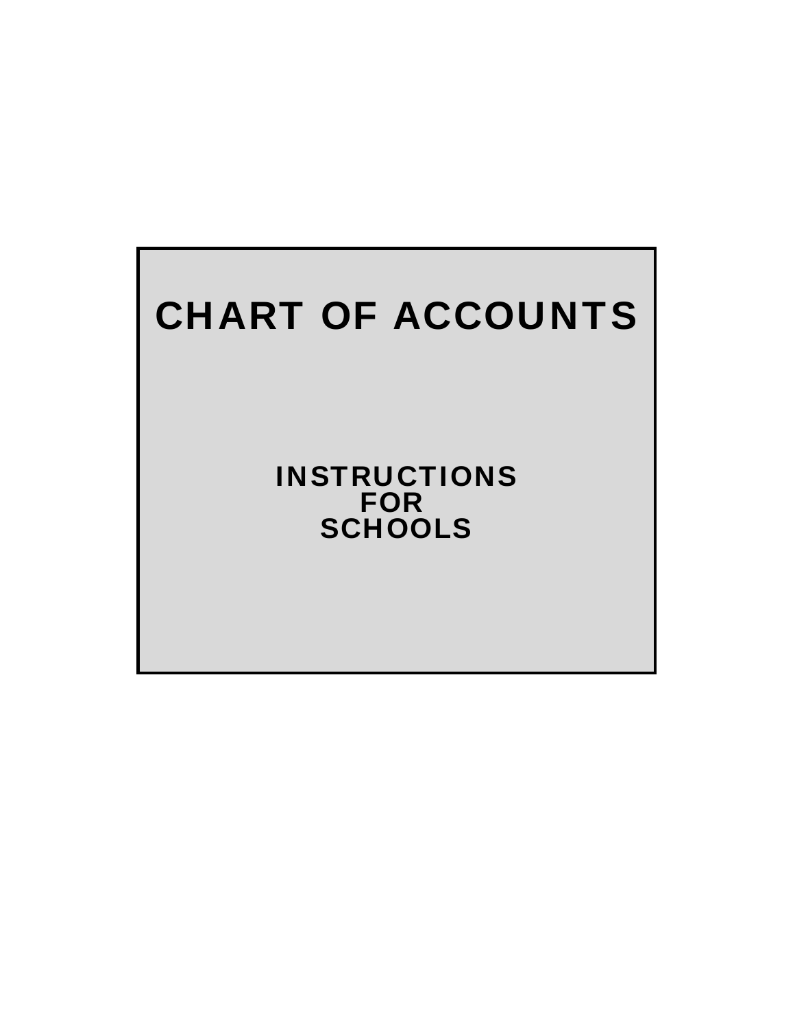# CHART OF ACCOUNTS

## INSTRUCTIONS
## FOR
## SCHOOLS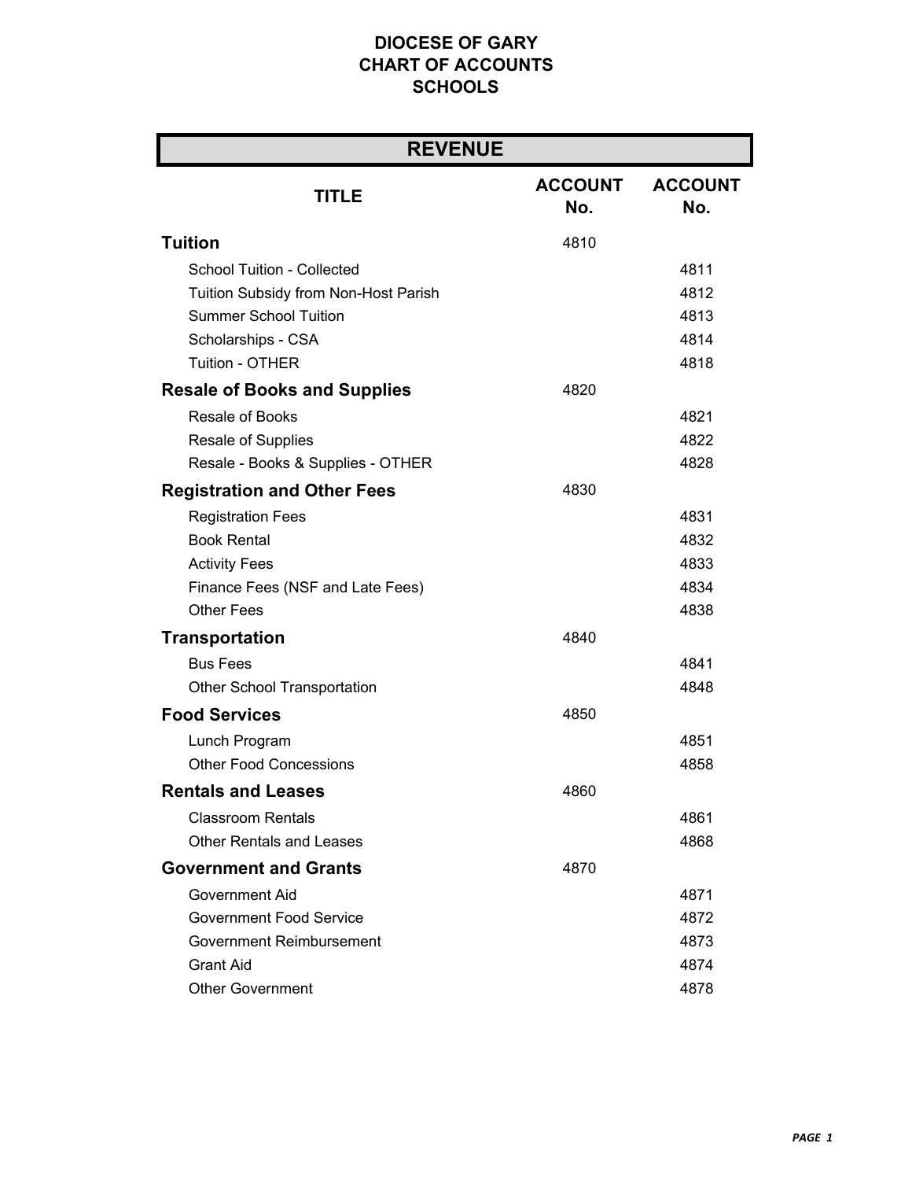# DIOCESE OF GARY
# CHART OF ACCOUNTS
# SCHOOLS

## REVENUE

| TITLE | ACCOUNT No. | ACCOUNT No. |
|---|---|---|
| **Tuition** | 4810 | |
| School Tuition - Collected | | 4811 |
| Tuition Subsidy from Non-Host Parish | | 4812 |
| Summer School Tuition | | 4813 |
| Scholarships - CSA | | 4814 |
| Tuition - OTHER | | 4818 |
| **Resale of Books and Supplies** | 4820 | |
| Resale of Books | | 4821 |
| Resale of Supplies | | 4822 |
| Resale - Books & Supplies - OTHER | | 4828 |
| **Registration and Other Fees** | 4830 | |
| Registration Fees | | 4831 |
| Book Rental | | 4832 |
| Activity Fees | | 4833 |
| Finance Fees (NSF and Late Fees) | | 4834 |
| Other Fees | | 4838 |
| **Transportation** | 4840 | |
| Bus Fees | | 4841 |
| Other School Transportation | | 4848 |
| **Food Services** | 4850 | |
| Lunch Program | | 4851 |
| Other Food Concessions | | 4858 |
| **Rentals and Leases** | 4860 | |
| Classroom Rentals | | 4861 |
| Other Rentals and Leases | | 4868 |
| **Government and Grants** | 4870 | |
| Government Aid | | 4871 |
| Government Food Service | | 4872 |
| Government Reimbursement | | 4873 |
| Grant Aid | | 4874 |
| Other Government | | 4878 |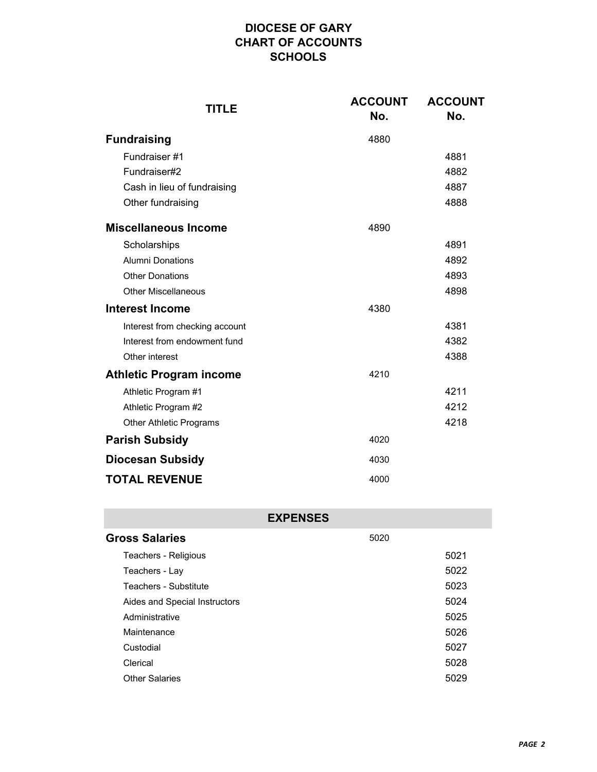# DIOCESE OF GARY
# CHART OF ACCOUNTS
# SCHOOLS

| TITLE | ACCOUNT No. | ACCOUNT No. |
|---|---|---|
| **Fundraising** | 4880 | |
| Fundraiser #1 | | 4881 |
| Fundraiser#2 | | 4882 |
| Cash in lieu of fundraising | | 4887 |
| Other fundraising | | 4888 |
| **Miscellaneous Income** | 4890 | |
| Scholarships | | 4891 |
| Alumni Donations | | 4892 |
| Other Donations | | 4893 |
| Other Miscellaneous | | 4898 |
| **Interest Income** | 4380 | |
| Interest from checking account | | 4381 |
| Interest from endowment fund | | 4382 |
| Other interest | | 4388 |
| **Athletic Program income** | 4210 | |
| Athletic Program #1 | | 4211 |
| Athletic Program #2 | | 4212 |
| Other Athletic Programs | | 4218 |
| **Parish Subsidy** | 4020 | |
| **Diocesan Subsidy** | 4030 | |
| **TOTAL REVENUE** | 4000 | |

| EXPENSES | | |
|---|---|---|
| **Gross Salaries** | 5020 | |
| Teachers - Religious | | 5021 |
| Teachers - Lay | | 5022 |
| Teachers - Substitute | | 5023 |
| Aides and Special Instructors | | 5024 |
| Administrative | | 5025 |
| Maintenance | | 5026 |
| Custodial | | 5027 |
| Clerical | | 5028 |
| Other Salaries | | 5029 |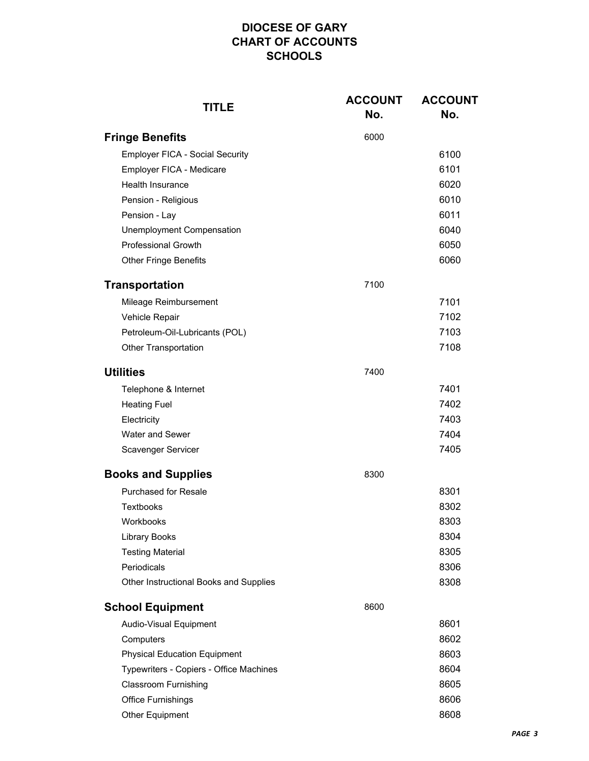# DIOCESE OF GARY
## CHART OF ACCOUNTS
## SCHOOLS

| TITLE | ACCOUNT No. | ACCOUNT No. |
|---|---|---|
| **Fringe Benefits** | 6000 | |
| Employer FICA - Social Security | | 6100 |
| Employer FICA - Medicare | | 6101 |
| Health Insurance | | 6020 |
| Pension - Religious | | 6010 |
| Pension - Lay | | 6011 |
| Unemployment Compensation | | 6040 |
| Professional Growth | | 6050 |
| Other Fringe Benefits | | 6060 |
| **Transportation** | 7100 | |
| Mileage Reimbursement | | 7101 |
| Vehicle Repair | | 7102 |
| Petroleum-Oil-Lubricants (POL) | | 7103 |
| Other Transportation | | 7108 |
| **Utilities** | 7400 | |
| Telephone & Internet | | 7401 |
| Heating Fuel | | 7402 |
| Electricity | | 7403 |
| Water and Sewer | | 7404 |
| Scavenger Servicer | | 7405 |
| **Books and Supplies** | 8300 | |
| Purchased for Resale | | 8301 |
| Textbooks | | 8302 |
| Workbooks | | 8303 |
| Library Books | | 8304 |
| Testing Material | | 8305 |
| Periodicals | | 8306 |
| Other Instructional Books and Supplies | | 8308 |
| **School Equipment** | 8600 | |
| Audio-Visual Equipment | | 8601 |
| Computers | | 8602 |
| Physical Education Equipment | | 8603 |
| Typewriters - Copiers - Office Machines | | 8604 |
| Classroom Furnishing | | 8605 |
| Office Furnishings | | 8606 |
| Other Equipment | | 8608 |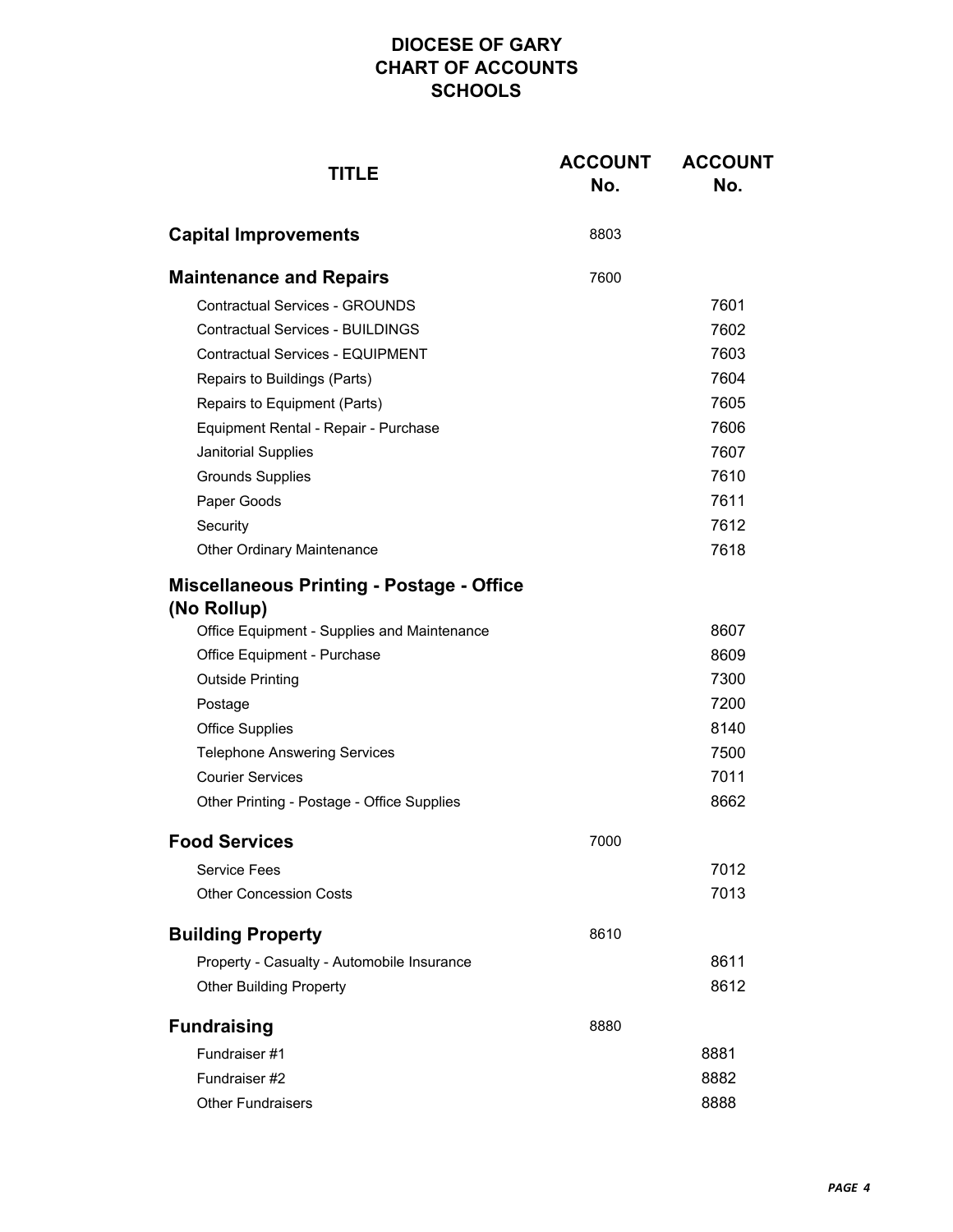# DIOCESE OF GARY
# CHART OF ACCOUNTS
# SCHOOLS

| TITLE | ACCOUNT No. | ACCOUNT No. |
|---|---|---|
| **Capital Improvements** | 8803 | |
| **Maintenance and Repairs** | 7600 | |
| Contractual Services - GROUNDS | | 7601 |
| Contractual Services - BUILDINGS | | 7602 |
| Contractual Services - EQUIPMENT | | 7603 |
| Repairs to Buildings (Parts) | | 7604 |
| Repairs to Equipment (Parts) | | 7605 |
| Equipment Rental - Repair - Purchase | | 7606 |
| Janitorial Supplies | | 7607 |
| Grounds Supplies | | 7610 |
| Paper Goods | | 7611 |
| Security | | 7612 |
| Other Ordinary Maintenance | | 7618 |
| **Miscellaneous Printing - Postage - Office (No Rollup)** | | |
| Office Equipment - Supplies and Maintenance | | 8607 |
| Office Equipment - Purchase | | 8609 |
| Outside Printing | | 7300 |
| Postage | | 7200 |
| Office Supplies | | 8140 |
| Telephone Answering Services | | 7500 |
| Courier Services | | 7011 |
| Other Printing - Postage - Office Supplies | | 8662 |
| **Food Services** | 7000 | |
| Service Fees | | 7012 |
| Other Concession Costs | | 7013 |
| **Building Property** | 8610 | |
| Property - Casualty - Automobile Insurance | | 8611 |
| Other Building Property | | 8612 |
| **Fundraising** | 8880 | |
| Fundraiser #1 | | 8881 |
| Fundraiser #2 | | 8882 |
| Other Fundraisers | | 8888 |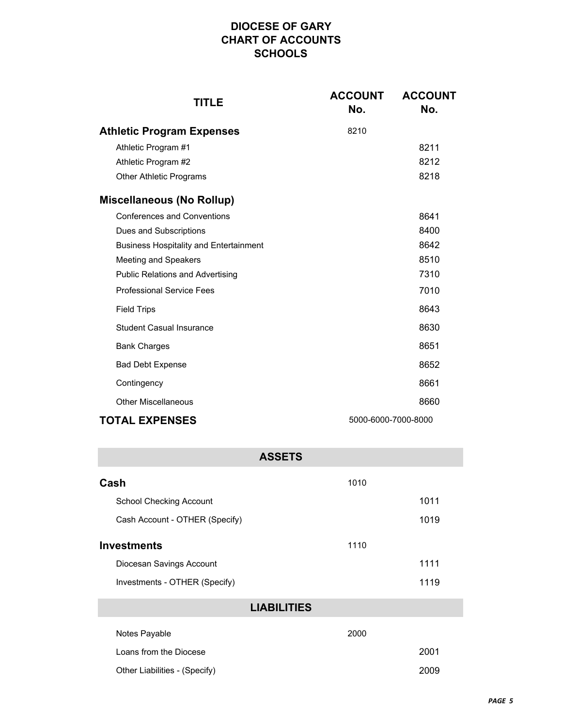# DIOCESE OF GARY
## CHART OF ACCOUNTS
## SCHOOLS

| TITLE | ACCOUNT No. | ACCOUNT No. |
|---|---|---|
| **Athletic Program Expenses** | 8210 | |
| Athletic Program #1 | | 8211 |
| Athletic Program #2 | | 8212 |
| Other Athletic Programs | | 8218 |
| **Miscellaneous (No Rollup)** | | |
| Conferences and Conventions | | 8641 |
| Dues and Subscriptions | | 8400 |
| Business Hospitality and Entertainment | | 8642 |
| Meeting and Speakers | | 8510 |
| Public Relations and Advertising | | 7310 |
| Professional Service Fees | | 7010 |
| Field Trips | | 8643 |
| Student Casual Insurance | | 8630 |
| Bank Charges | | 8651 |
| Bad Debt Expense | | 8652 |
| Contingency | | 8661 |
| Other Miscellaneous | | 8660 |
| **TOTAL EXPENSES** | 5000-6000-7000-8000 | |

## ASSETS

| TITLE | ACCOUNT No. | ACCOUNT No. |
|---|---|---|
| **Cash** | 1010 | |
| School Checking Account | | 1011 |
| Cash Account - OTHER (Specify) | | 1019 |
| **Investments** | 1110 | |
| Diocesan Savings Account | | 1111 |
| Investments - OTHER (Specify) | | 1119 |

## LIABILITIES

| TITLE | ACCOUNT No. | ACCOUNT No. |
|---|---|---|
| Notes Payable | 2000 | |
| Loans from the Diocese | | 2001 |
| Other Liabilities - (Specify) | | 2009 |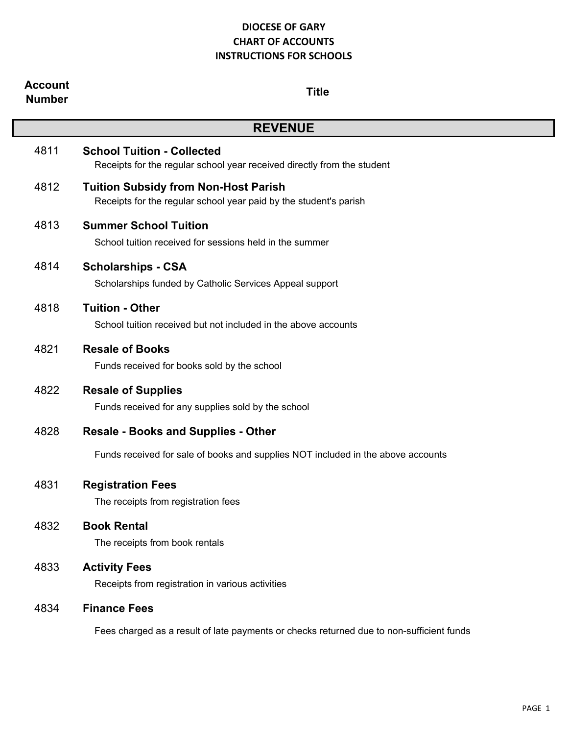# DIOCESE OF GARY
## CHART OF ACCOUNTS
## INSTRUCTIONS FOR SCHOOLS

| Account Number | Title |
|---|---|
| | **REVENUE** |
| 4811 | **School Tuition - Collected**<br>Receipts for the regular school year received directly from the student |
| 4812 | **Tuition Subsidy from Non-Host Parish**<br>Receipts for the regular school year paid by the student's parish |
| 4813 | **Summer School Tuition**<br>School tuition received for sessions held in the summer |
| 4814 | **Scholarships - CSA**<br>Scholarships funded by Catholic Services Appeal support |
| 4818 | **Tuition - Other**<br>School tuition received but not included in the above accounts |
| 4821 | **Resale of Books**<br>Funds received for books sold by the school |
| 4822 | **Resale of Supplies**<br>Funds received for any supplies sold by the school |
| 4828 | **Resale - Books and Supplies - Other**<br>Funds received for sale of books and supplies NOT included in the above accounts |
| 4831 | **Registration Fees**<br>The receipts from registration fees |
| 4832 | **Book Rental**<br>The receipts from book rentals |
| 4833 | **Activity Fees**<br>Receipts from registration in various activities |
| 4834 | **Finance Fees**<br>Fees charged as a result of late payments or checks returned due to non-sufficient funds |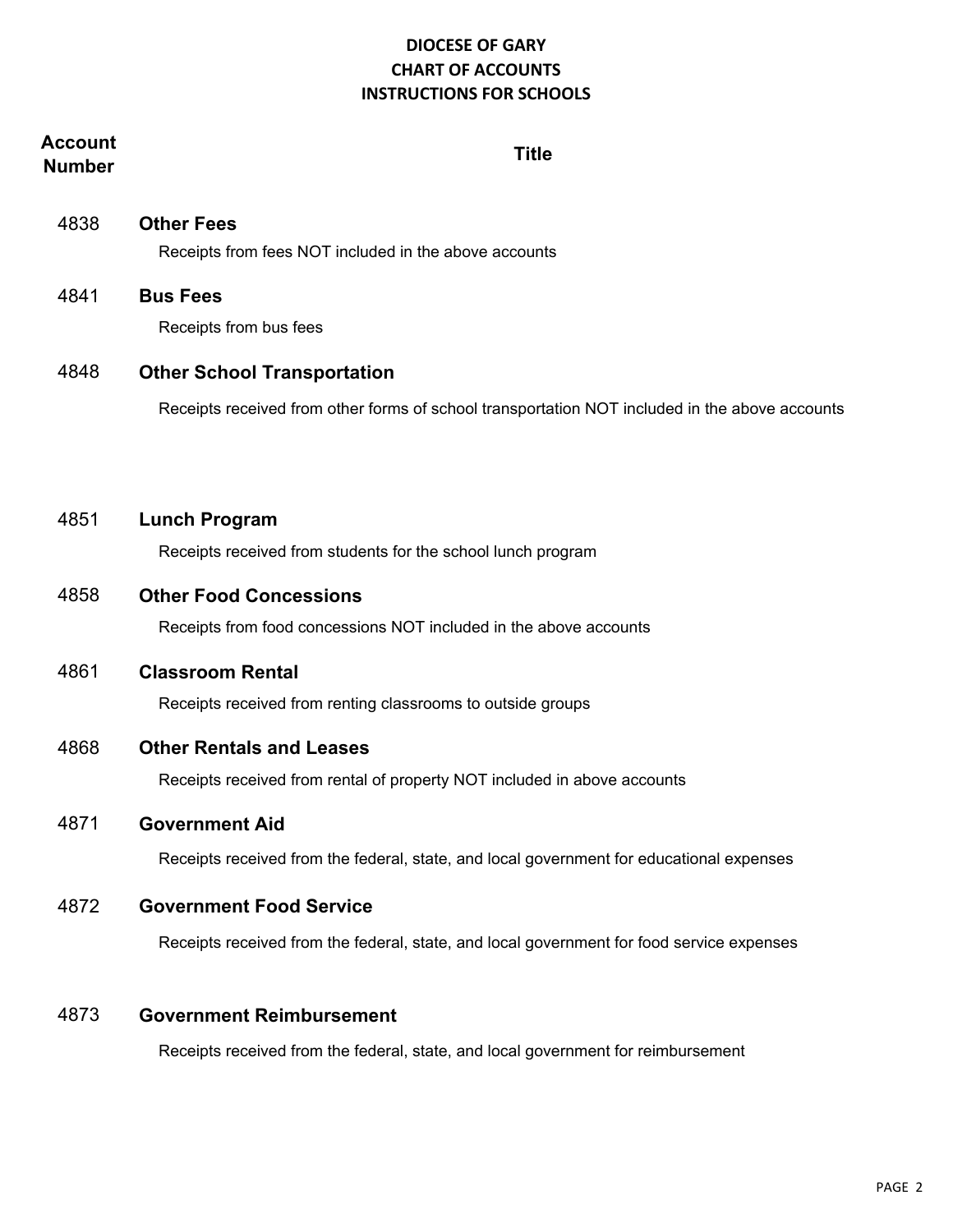# DIOCESE OF GARY
## CHART OF ACCOUNTS
## INSTRUCTIONS FOR SCHOOLS

| Account Number | Title |
|---|---|
| 4838 | **Other Fees**<br>Receipts from fees NOT included in the above accounts |
| 4841 | **Bus Fees**<br>Receipts from bus fees |
| 4848 | **Other School Transportation**<br>Receipts received from other forms of school transportation NOT included in the above accounts |
| 4851 | **Lunch Program**<br>Receipts received from students for the school lunch program |
| 4858 | **Other Food Concessions**<br>Receipts from food concessions NOT included in the above accounts |
| 4861 | **Classroom Rental**<br>Receipts received from renting classrooms to outside groups |
| 4868 | **Other Rentals and Leases**<br>Receipts received from rental of property NOT included in above accounts |
| 4871 | **Government Aid**<br>Receipts received from the federal, state, and local government for educational expenses |
| 4872 | **Government Food Service**<br>Receipts received from the federal, state, and local government for food service expenses |
| 4873 | **Government Reimbursement**<br>Receipts received from the federal, state, and local government for reimbursement |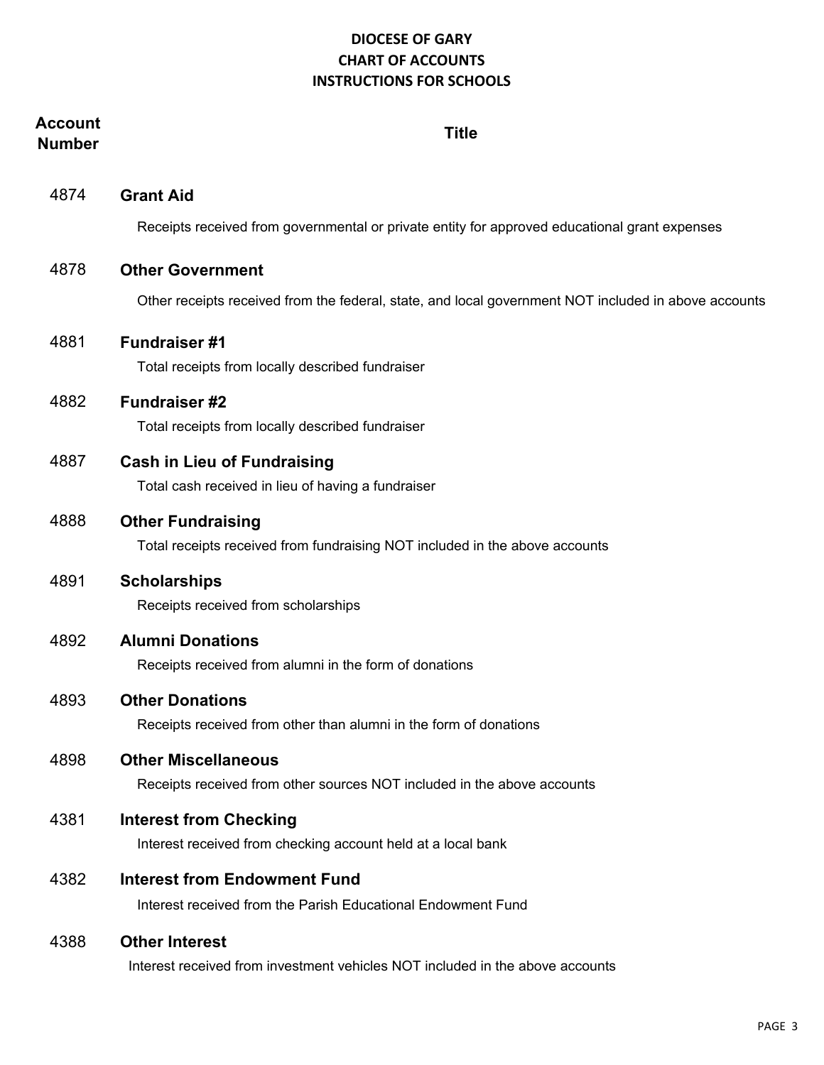# DIOCESE OF GARY
## CHART OF ACCOUNTS
## INSTRUCTIONS FOR SCHOOLS

| Account Number | Title |
|---|---|
| 4874 | **Grant Aid**<br>Receipts received from governmental or private entity for approved educational grant expenses |
| 4878 | **Other Government**<br>Other receipts received from the federal, state, and local government NOT included in above accounts |
| 4881 | **Fundraiser #1**<br>Total receipts from locally described fundraiser |
| 4882 | **Fundraiser #2**<br>Total receipts from locally described fundraiser |
| 4887 | **Cash in Lieu of Fundraising**<br>Total cash received in lieu of having a fundraiser |
| 4888 | **Other Fundraising**<br>Total receipts received from fundraising NOT included in the above accounts |
| 4891 | **Scholarships**<br>Receipts received from scholarships |
| 4892 | **Alumni Donations**<br>Receipts received from alumni in the form of donations |
| 4893 | **Other Donations**<br>Receipts received from other than alumni in the form of donations |
| 4898 | **Other Miscellaneous**<br>Receipts received from other sources NOT included in the above accounts |
| 4381 | **Interest from Checking**<br>Interest received from checking account held at a local bank |
| 4382 | **Interest from Endowment Fund**<br>Interest received from the Parish Educational Endowment Fund |
| 4388 | **Other Interest**<br>Interest received from investment vehicles NOT included in the above accounts |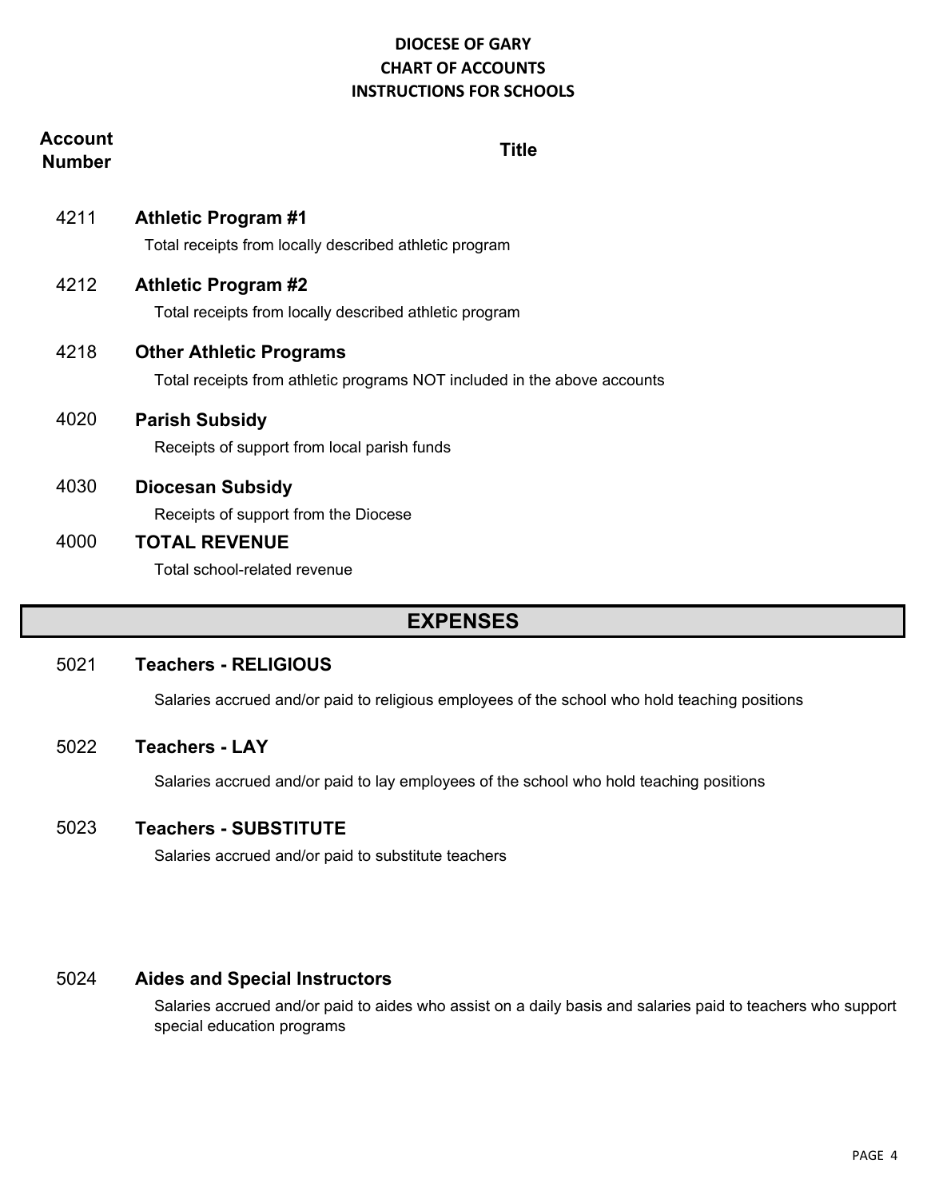# DIOCESE OF GARY
## CHART OF ACCOUNTS
## INSTRUCTIONS FOR SCHOOLS

| Account Number | Title |
|---|---|
| 4211 | **Athletic Program #1** |
| | Total receipts from locally described athletic program |
| 4212 | **Athletic Program #2** |
| | Total receipts from locally described athletic program |
| 4218 | **Other Athletic Programs** |
| | Total receipts from athletic programs NOT included in the above accounts |
| 4020 | **Parish Subsidy** |
| | Receipts of support from local parish funds |
| 4030 | **Diocesan Subsidy** |
| | Receipts of support from the Diocese |
| 4000 | **TOTAL REVENUE** |
| | Total school-related revenue |

## EXPENSES

| Account Number | Title |
|---|---|
| 5021 | **Teachers - RELIGIOUS** |
| | Salaries accrued and/or paid to religious employees of the school who hold teaching positions |
| 5022 | **Teachers - LAY** |
| | Salaries accrued and/or paid to lay employees of the school who hold teaching positions |
| 5023 | **Teachers - SUBSTITUTE** |
| | Salaries accrued and/or paid to substitute teachers |
| 5024 | **Aides and Special Instructors** |
| | Salaries accrued and/or paid to aides who assist on a daily basis and salaries paid to teachers who support special education programs |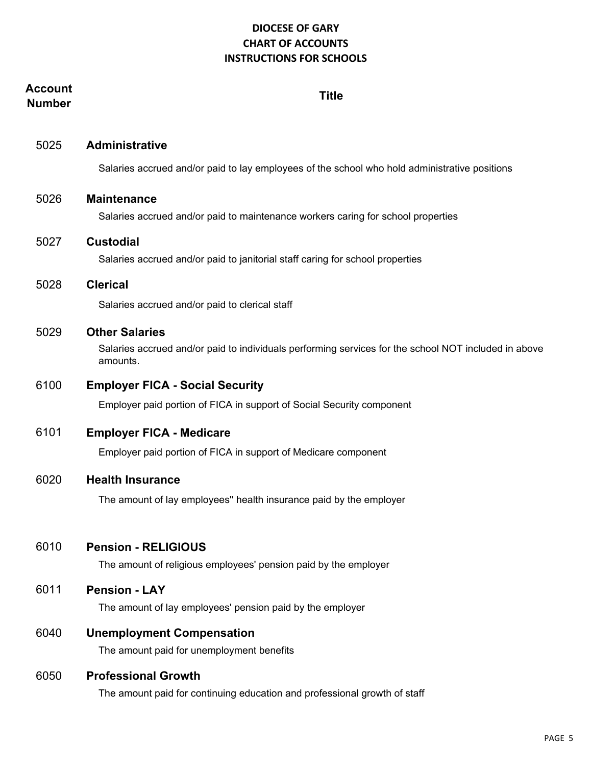# DIOCESE OF GARY
## CHART OF ACCOUNTS
## INSTRUCTIONS FOR SCHOOLS

| Account Number | Title |
|---|---|
| 5025 | **Administrative**<br>Salaries accrued and/or paid to lay employees of the school who hold administrative positions |
| 5026 | **Maintenance**<br>Salaries accrued and/or paid to maintenance workers caring for school properties |
| 5027 | **Custodial**<br>Salaries accrued and/or paid to janitorial staff caring for school properties |
| 5028 | **Clerical**<br>Salaries accrued and/or paid to clerical staff |
| 5029 | **Other Salaries**<br>Salaries accrued and/or paid to individuals performing services for the school NOT included in above amounts. |
| 6100 | **Employer FICA - Social Security**<br>Employer paid portion of FICA in support of Social Security component |
| 6101 | **Employer FICA - Medicare**<br>Employer paid portion of FICA in support of Medicare component |
| 6020 | **Health Insurance**<br>The amount of lay employees'' health insurance paid by the employer |
| 6010 | **Pension - RELIGIOUS**<br>The amount of religious employees' pension paid by the employer |
| 6011 | **Pension - LAY**<br>The amount of lay employees' pension paid by the employer |
| 6040 | **Unemployment Compensation**<br>The amount paid for unemployment benefits |
| 6050 | **Professional Growth**<br>The amount paid for continuing education and professional growth of staff |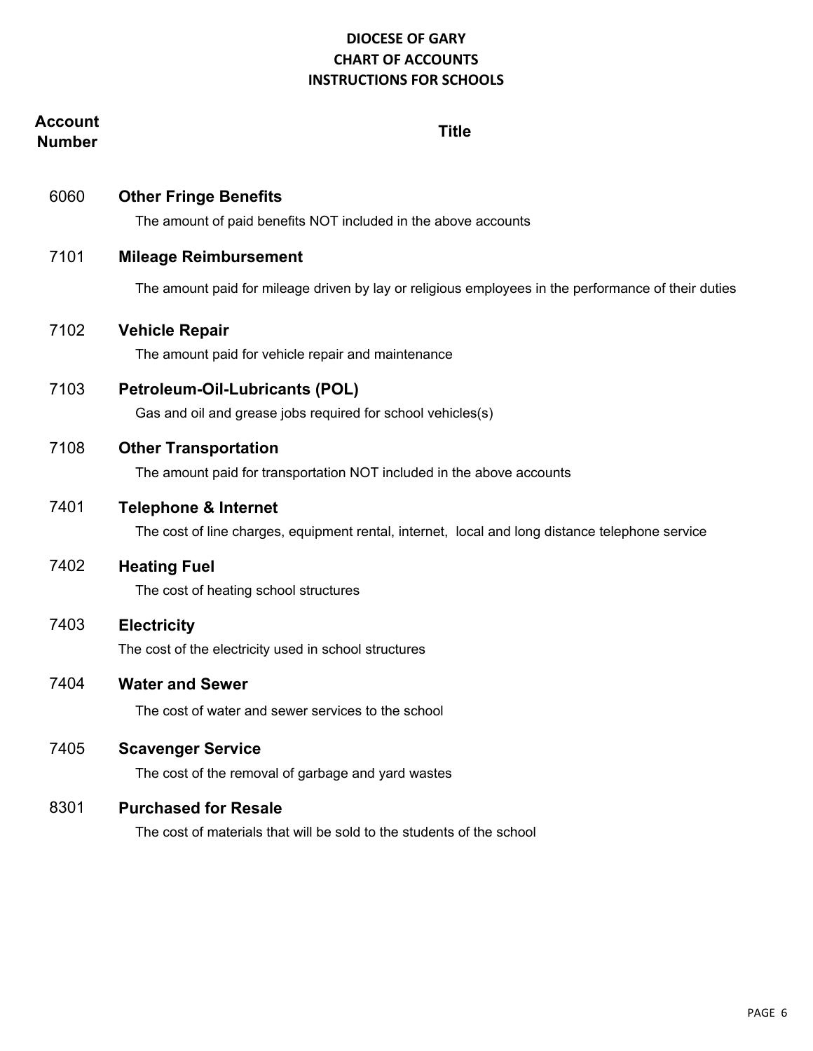**DIOCESE OF GARY**
**CHART OF ACCOUNTS**
**INSTRUCTIONS FOR SCHOOLS**

| Account Number | Title |
|---|---|
| 6060 | **Other Fringe Benefits**<br>The amount of paid benefits NOT included in the above accounts |
| 7101 | **Mileage Reimbursement**<br>The amount paid for mileage driven by lay or religious employees in the performance of their duties |
| 7102 | **Vehicle Repair**<br>The amount paid for vehicle repair and maintenance |
| 7103 | **Petroleum-Oil-Lubricants (POL)**<br>Gas and oil and grease jobs required for school vehicles(s) |
| 7108 | **Other Transportation**<br>The amount paid for transportation NOT included in the above accounts |
| 7401 | **Telephone & Internet**<br>The cost of line charges, equipment rental, internet, local and long distance telephone service |
| 7402 | **Heating Fuel**<br>The cost of heating school structures |
| 7403 | **Electricity**<br>The cost of the electricity used in school structures |
| 7404 | **Water and Sewer**<br>The cost of water and sewer services to the school |
| 7405 | **Scavenger Service**<br>The cost of the removal of garbage and yard wastes |
| 8301 | **Purchased for Resale**<br>The cost of materials that will be sold to the students of the school |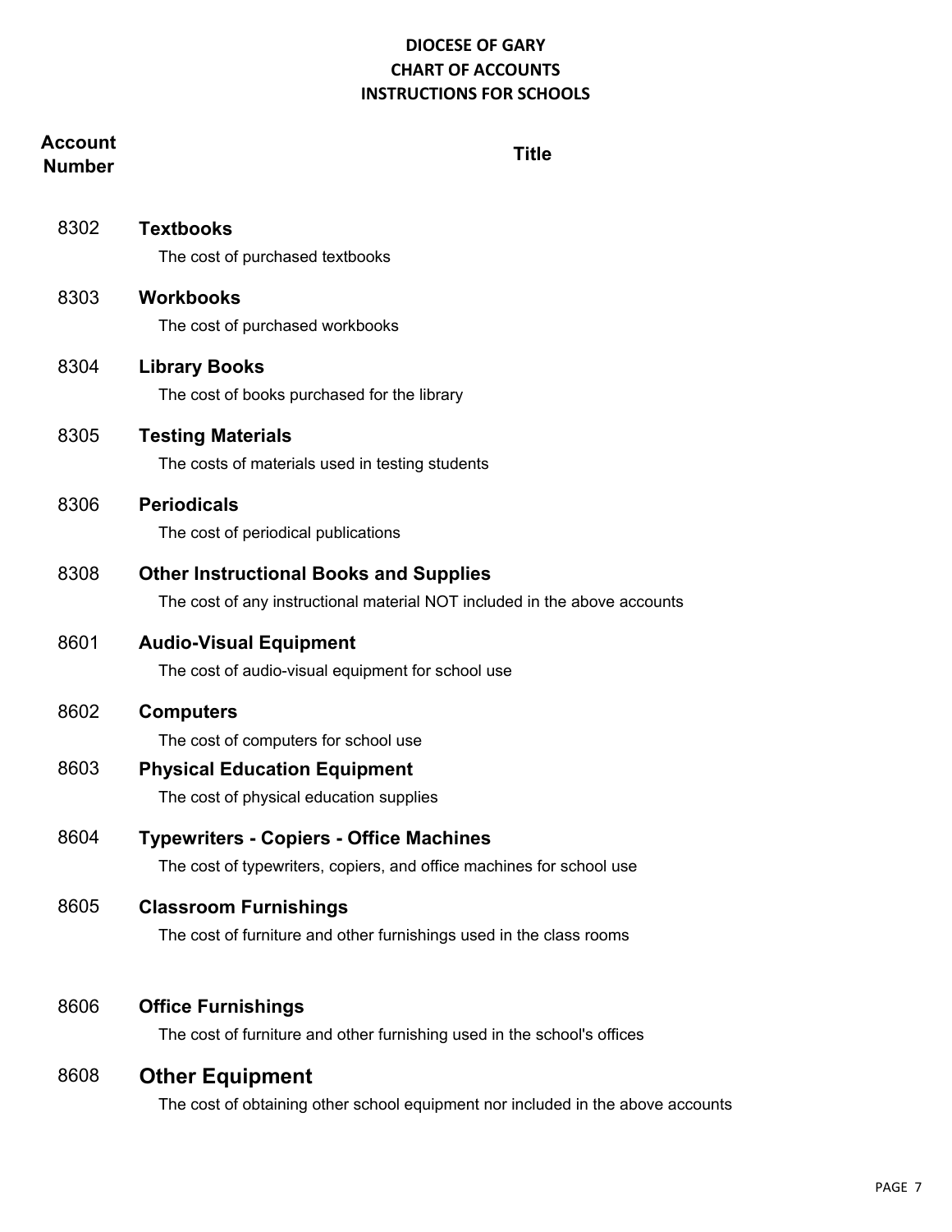**DIOCESE OF GARY**
**CHART OF ACCOUNTS**
**INSTRUCTIONS FOR SCHOOLS**

| Account Number | Title |
|---|---|
| 8302 | **Textbooks**<br>The cost of purchased textbooks |
| 8303 | **Workbooks**<br>The cost of purchased workbooks |
| 8304 | **Library Books**<br>The cost of books purchased for the library |
| 8305 | **Testing Materials**<br>The costs of materials used in testing students |
| 8306 | **Periodicals**<br>The cost of periodical publications |
| 8308 | **Other Instructional Books and Supplies**<br>The cost of any instructional material NOT included in the above accounts |
| 8601 | **Audio-Visual Equipment**<br>The cost of audio-visual equipment for school use |
| 8602 | **Computers**<br>The cost of computers for school use |
| 8603 | **Physical Education Equipment**<br>The cost of physical education supplies |
| 8604 | **Typewriters - Copiers - Office Machines**<br>The cost of typewriters, copiers, and office machines for school use |
| 8605 | **Classroom Furnishings**<br>The cost of furniture and other furnishings used in the class rooms |
| 8606 | **Office Furnishings**<br>The cost of furniture and other furnishing used in the school's offices |
| 8608 | **Other Equipment**<br>The cost of obtaining other school equipment nor included in the above accounts |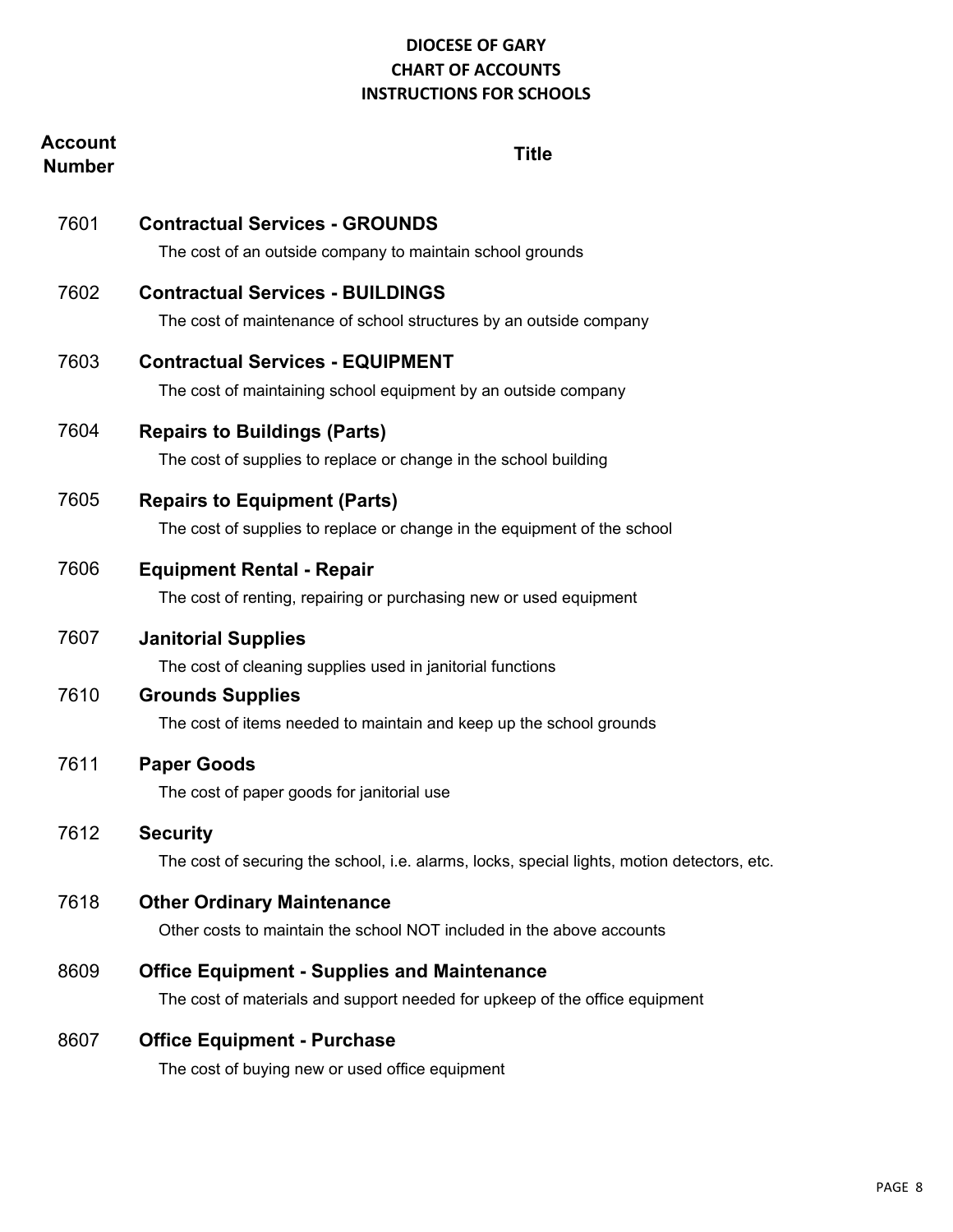# DIOCESE OF GARY
## CHART OF ACCOUNTS
## INSTRUCTIONS FOR SCHOOLS

| Account Number | Title |
|---|---|
| 7601 | **Contractual Services - GROUNDS**<br>The cost of an outside company to maintain school grounds |
| 7602 | **Contractual Services - BUILDINGS**<br>The cost of maintenance of school structures by an outside company |
| 7603 | **Contractual Services - EQUIPMENT**<br>The cost of maintaining school equipment by an outside company |
| 7604 | **Repairs to Buildings (Parts)**<br>The cost of supplies to replace or change in the school building |
| 7605 | **Repairs to Equipment (Parts)**<br>The cost of supplies to replace or change in the equipment of the school |
| 7606 | **Equipment Rental - Repair**<br>The cost of renting, repairing or purchasing new or used equipment |
| 7607 | **Janitorial Supplies**<br>The cost of cleaning supplies used in janitorial functions |
| 7610 | **Grounds Supplies**<br>The cost of items needed to maintain and keep up the school grounds |
| 7611 | **Paper Goods**<br>The cost of paper goods for janitorial use |
| 7612 | **Security**<br>The cost of securing the school, i.e. alarms, locks, special lights, motion detectors, etc. |
| 7618 | **Other Ordinary Maintenance**<br>Other costs to maintain the school NOT included in the above accounts |
| 8609 | **Office Equipment - Supplies and Maintenance**<br>The cost of materials and support needed for upkeep of the office equipment |
| 8607 | **Office Equipment - Purchase**<br>The cost of buying new or used office equipment |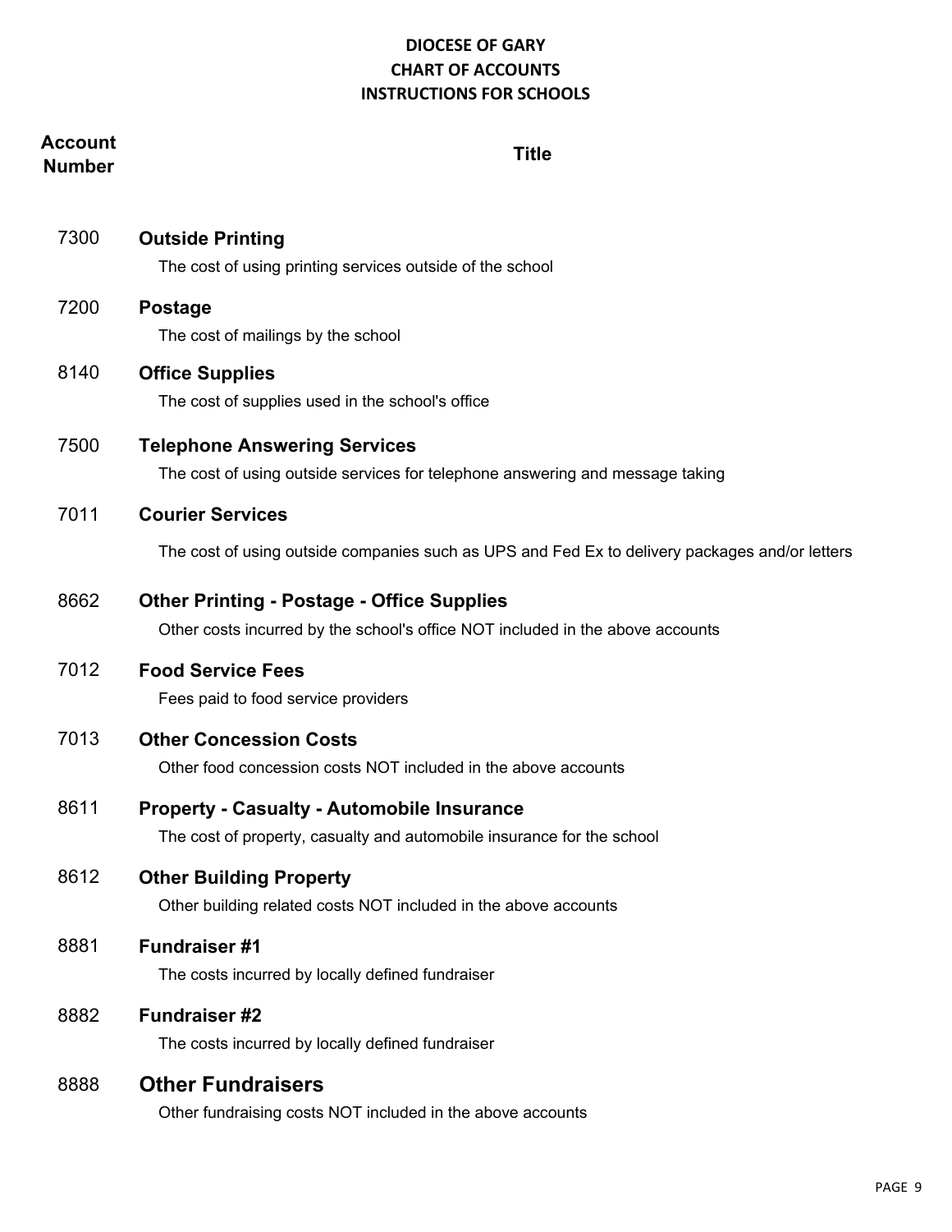**DIOCESE OF GARY**
**CHART OF ACCOUNTS**
**INSTRUCTIONS FOR SCHOOLS**

| Account Number | Title |
|---|---|
| 7300 | **Outside Printing**<br>The cost of using printing services outside of the school |
| 7200 | **Postage**<br>The cost of mailings by the school |
| 8140 | **Office Supplies**<br>The cost of supplies used in the school's office |
| 7500 | **Telephone Answering Services**<br>The cost of using outside services for telephone answering and message taking |
| 7011 | **Courier Services**<br>The cost of using outside companies such as UPS and Fed Ex to delivery packages and/or letters |
| 8662 | **Other Printing - Postage - Office Supplies**<br>Other costs incurred by the school's office NOT included in the above accounts |
| 7012 | **Food Service Fees**<br>Fees paid to food service providers |
| 7013 | **Other Concession Costs**<br>Other food concession costs NOT included in the above accounts |
| 8611 | **Property - Casualty - Automobile Insurance**<br>The cost of property, casualty and automobile insurance for the school |
| 8612 | **Other Building Property**<br>Other building related costs NOT included in the above accounts |
| 8881 | **Fundraiser #1**<br>The costs incurred by locally defined fundraiser |
| 8882 | **Fundraiser #2**<br>The costs incurred by locally defined fundraiser |
| 8888 | **Other Fundraisers**<br>Other fundraising costs NOT included in the above accounts |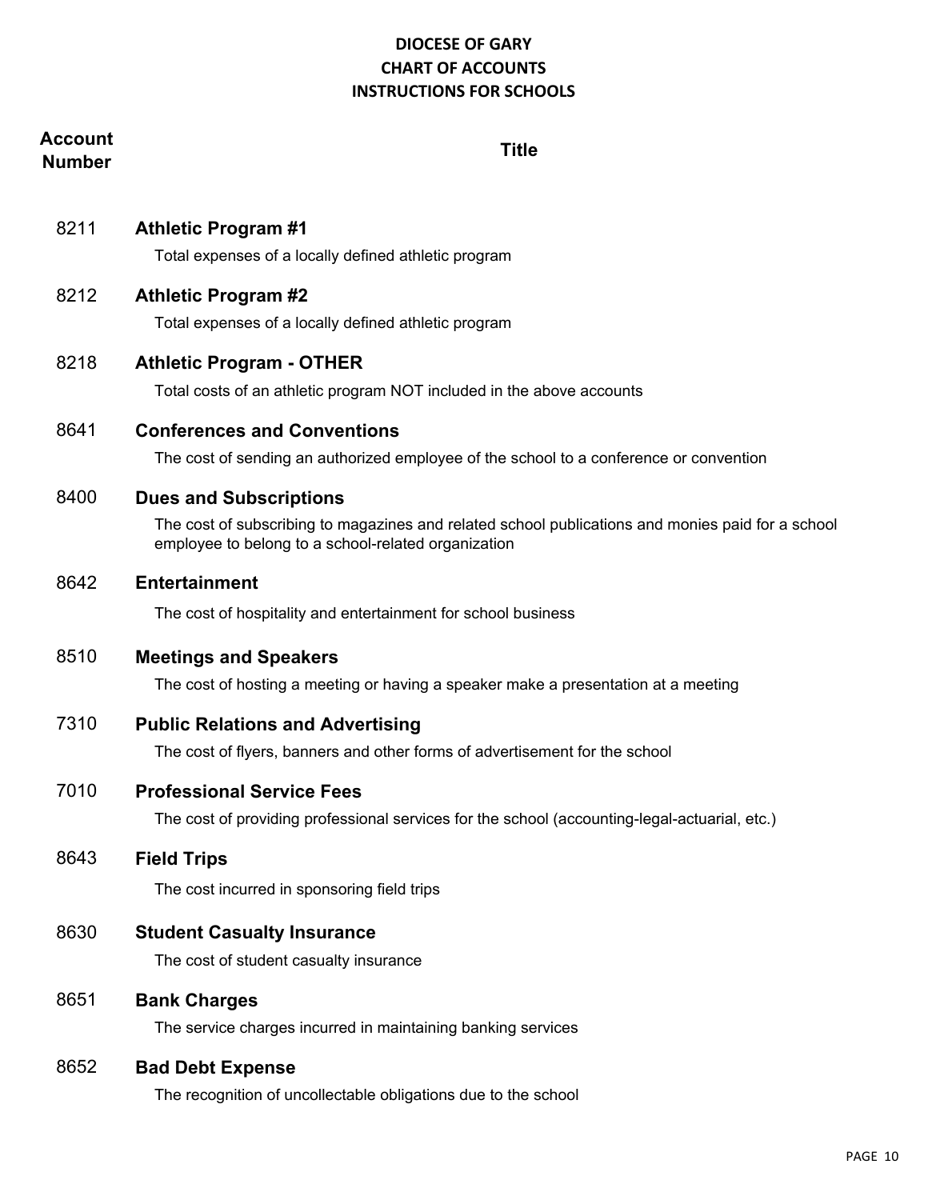# DIOCESE OF GARY
# CHART OF ACCOUNTS
# INSTRUCTIONS FOR SCHOOLS

| Account Number | Title |
|---|---|
| 8211 | **Athletic Program #1**<br>Total expenses of a locally defined athletic program |
| 8212 | **Athletic Program #2**<br>Total expenses of a locally defined athletic program |
| 8218 | **Athletic Program - OTHER**<br>Total costs of an athletic program NOT included in the above accounts |
| 8641 | **Conferences and Conventions**<br>The cost of sending an authorized employee of the school to a conference or convention |
| 8400 | **Dues and Subscriptions**<br>The cost of subscribing to magazines and related school publications and monies paid for a school employee to belong to a school-related organization |
| 8642 | **Entertainment**<br>The cost of hospitality and entertainment for school business |
| 8510 | **Meetings and Speakers**<br>The cost of hosting a meeting or having a speaker make a presentation at a meeting |
| 7310 | **Public Relations and Advertising**<br>The cost of flyers, banners and other forms of advertisement for the school |
| 7010 | **Professional Service Fees**<br>The cost of providing professional services for the school (accounting-legal-actuarial, etc.) |
| 8643 | **Field Trips**<br>The cost incurred in sponsoring field trips |
| 8630 | **Student Casualty Insurance**<br>The cost of student casualty insurance |
| 8651 | **Bank Charges**<br>The service charges incurred in maintaining banking services |
| 8652 | **Bad Debt Expense**<br>The recognition of uncollectable obligations due to the school |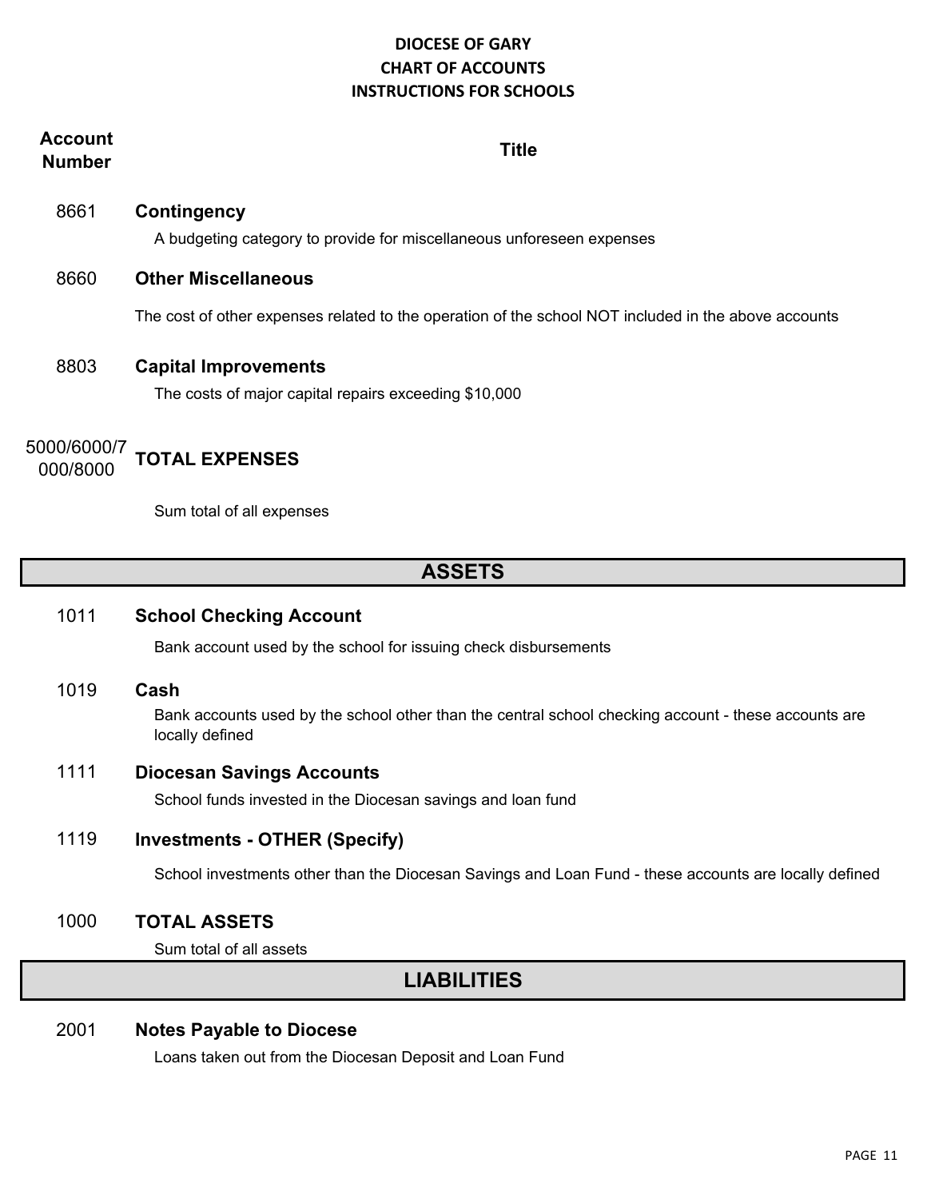**DIOCESE OF GARY**
**CHART OF ACCOUNTS**
**INSTRUCTIONS FOR SCHOOLS**

| Account Number | Title |
|---|---|
| 8661 | **Contingency**<br>A budgeting category to provide for miscellaneous unforeseen expenses |
| 8660 | **Other Miscellaneous**<br>The cost of other expenses related to the operation of the school NOT included in the above accounts |
| 8803 | **Capital Improvements**<br>The costs of major capital repairs exceeding $10,000 |
| 5000/6000/7000/8000 | **TOTAL EXPENSES**<br>Sum total of all expenses |

## ASSETS

| Account Number | Title |
|---|---|
| 1011 | **School Checking Account**<br>Bank account used by the school for issuing check disbursements |
| 1019 | **Cash**<br>Bank accounts used by the school other than the central school checking account - these accounts are locally defined |
| 1111 | **Diocesan Savings Accounts**<br>School funds invested in the Diocesan savings and loan fund |
| 1119 | **Investments - OTHER (Specify)**<br>School investments other than the Diocesan Savings and Loan Fund - these accounts are locally defined |
| 1000 | **TOTAL ASSETS**<br>Sum total of all assets |

## LIABILITIES

| Account Number | Title |
|---|---|
| 2001 | **Notes Payable to Diocese**<br>Loans taken out from the Diocesan Deposit and Loan Fund |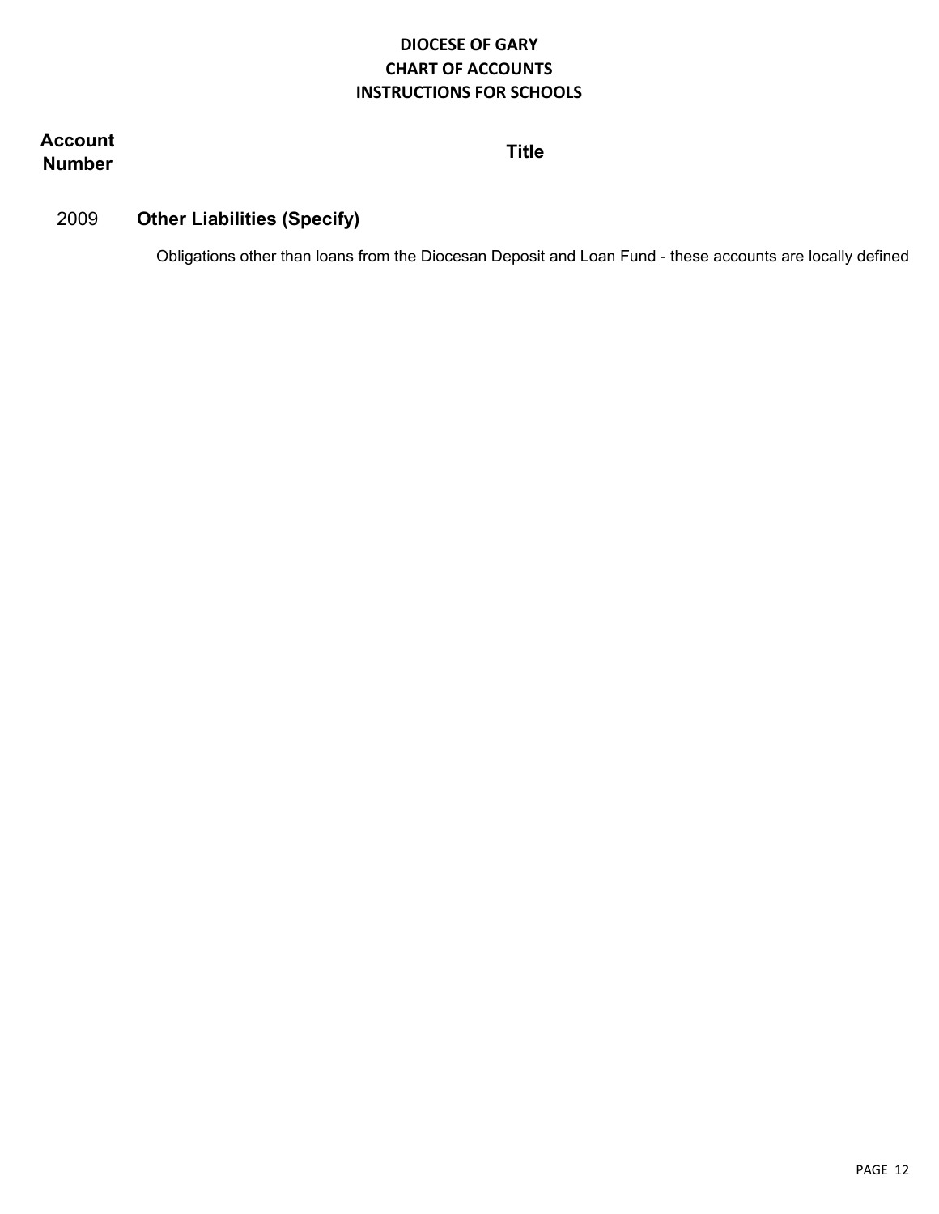| Account Number | Title |
| --- | --- |
| 2009 | **Other Liabilities (Specify)** |
| | Obligations other than loans from the Diocesan Deposit and Loan Fund - these accounts are locally defined |